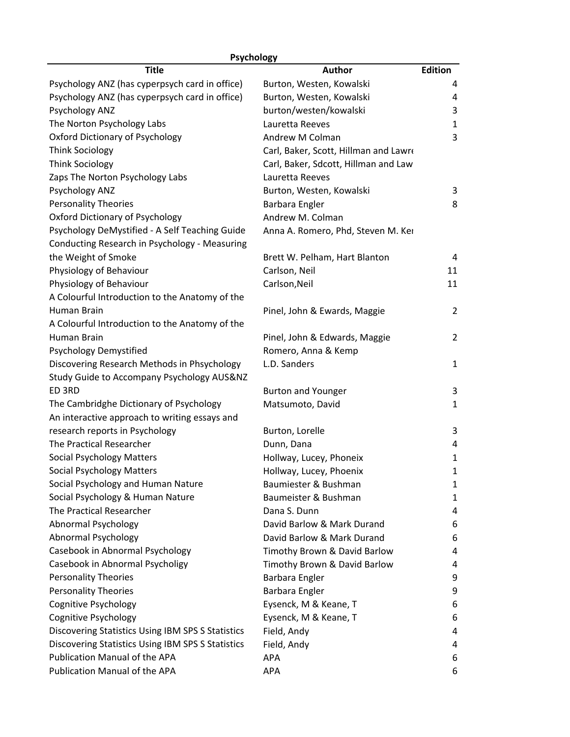**Psychology**

| Title | Author | Edition |
|---|---|---|
| Psychology ANZ (has cyperpsych card in office) | Burton, Westen, Kowalski | 4 |
| Psychology ANZ (has cyperpsych card in office) | Burton, Westen, Kowalski | 4 |
| Psychology ANZ | burton/westen/kowalski | 3 |
| The Norton Psychology Labs | Lauretta Reeves | 1 |
| Oxford Dictionary of Psychology | Andrew M Colman | 3 |
| Think Sociology | Carl, Baker, Scott, Hillman and Lawre | |
| Think Sociology | Carl, Baker, Sdcott, Hillman and Law | |
| Zaps The Norton Psychology Labs | Lauretta Reeves | |
| Psychology ANZ | Burton, Westen, Kowalski | 3 |
| Personality Theories | Barbara Engler | 8 |
| Oxford Dictionary of Psychology | Andrew M. Colman | |
| Psychology DeMystified - A Self Teaching Guide | Anna A. Romero, Phd, Steven M. Ker | |
| Conducting Research in Psychology - Measuring the Weight of Smoke | Brett W. Pelham, Hart Blanton | 4 |
| Physiology of Behaviour | Carlson, Neil | 11 |
| Physiology of Behaviour | Carlson,Neil | 11 |
| A Colourful Introduction to the Anatomy of the Human Brain | Pinel, John & Ewards, Maggie | 2 |
| A Colourful Introduction to the Anatomy of the Human Brain | Pinel, John & Edwards, Maggie | 2 |
| Psychology Demystified | Romero, Anna & Kemp | |
| Discovering Research Methods in Phsychology | L.D. Sanders | 1 |
| Study Guide to Accompany Psychology AUS&NZ ED 3RD | Burton and Younger | 3 |
| The Cambridghe Dictionary of Psychology | Matsumoto, David | 1 |
| An interactive approach to writing essays and research reports in Psychology | Burton, Lorelle | 3 |
| The Practical Researcher | Dunn, Dana | 4 |
| Social Psychology Matters | Hollway, Lucey, Phoneix | 1 |
| Social Psychology Matters | Hollway, Lucey, Phoenix | 1 |
| Social Psychology and Human Nature | Baumiester & Bushman | 1 |
| Social Psychology & Human Nature | Baumeister & Bushman | 1 |
| The Practical Researcher | Dana S. Dunn | 4 |
| Abnormal Psychology | David Barlow & Mark Durand | 6 |
| Abnormal Psychology | David Barlow & Mark Durand | 6 |
| Casebook in Abnormal Psychology | Timothy Brown & David Barlow | 4 |
| Casebook in Abnormal Psycholigy | Timothy Brown & David Barlow | 4 |
| Personality Theories | Barbara Engler | 9 |
| Personality Theories | Barbara Engler | 9 |
| Cognitive Psychology | Eysenck, M & Keane, T | 6 |
| Cognitive Psychology | Eysenck, M & Keane, T | 6 |
| Discovering Statistics Using IBM SPS S Statistics | Field, Andy | 4 |
| Discovering Statistics Using IBM SPS S Statistics | Field, Andy | 4 |
| Publication Manual of the APA | APA | 6 |
| Publication Manual of the APA | APA | 6 |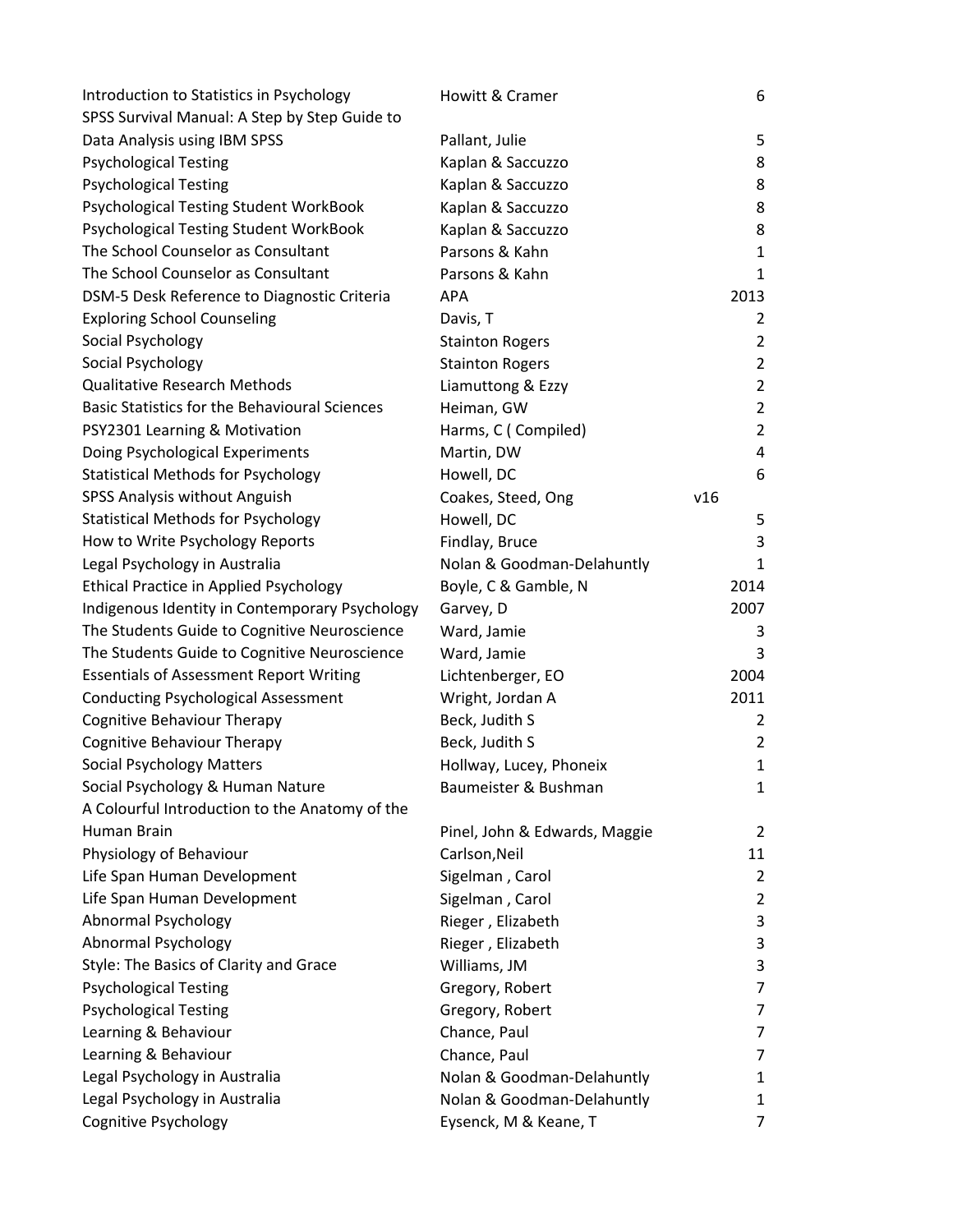| | | |
|---|---|---|
| Introduction to Statistics in Psychology | Howitt & Cramer | 6 |
| SPSS Survival Manual: A Step by Step Guide to Data Analysis using IBM SPSS | Pallant, Julie | 5 |
| Psychological Testing | Kaplan & Saccuzzo | 8 |
| Psychological Testing | Kaplan & Saccuzzo | 8 |
| Psychological Testing Student WorkBook | Kaplan & Saccuzzo | 8 |
| Psychological Testing Student WorkBook | Kaplan & Saccuzzo | 8 |
| The School Counselor as Consultant | Parsons & Kahn | 1 |
| The School Counselor as Consultant | Parsons & Kahn | 1 |
| DSM-5 Desk Reference to Diagnostic Criteria | APA | 2013 |
| Exploring School Counseling | Davis, T | 2 |
| Social Psychology | Stainton Rogers | 2 |
| Social Psychology | Stainton Rogers | 2 |
| Qualitative Research Methods | Liamuttong & Ezzy | 2 |
| Basic Statistics for the Behavioural Sciences | Heiman, GW | 2 |
| PSY2301 Learning & Motivation | Harms, C ( Compiled) | 2 |
| Doing Psychological Experiments | Martin, DW | 4 |
| Statistical Methods for Psychology | Howell, DC | 6 |
| SPSS Analysis without Anguish | Coakes, Steed, Ong | v16 |
| Statistical Methods for Psychology | Howell, DC | 5 |
| How to Write Psychology Reports | Findlay, Bruce | 3 |
| Legal Psychology in Australia | Nolan & Goodman-Delahuntly | 1 |
| Ethical Practice in Applied Psychology | Boyle, C & Gamble, N | 2014 |
| Indigenous Identity in Contemporary Psychology | Garvey, D | 2007 |
| The Students Guide to Cognitive Neuroscience | Ward, Jamie | 3 |
| The Students Guide to Cognitive Neuroscience | Ward, Jamie | 3 |
| Essentials of Assessment Report Writing | Lichtenberger, EO | 2004 |
| Conducting Psychological Assessment | Wright, Jordan A | 2011 |
| Cognitive Behaviour Therapy | Beck, Judith S | 2 |
| Cognitive Behaviour Therapy | Beck, Judith S | 2 |
| Social Psychology Matters | Hollway, Lucey, Phoneix | 1 |
| Social Psychology & Human Nature | Baumeister & Bushman | 1 |
| A Colourful Introduction to the Anatomy of the Human Brain | Pinel, John & Edwards, Maggie | 2 |
| Physiology of Behaviour | Carlson,Neil | 11 |
| Life Span Human Development | Sigelman , Carol | 2 |
| Life Span Human Development | Sigelman , Carol | 2 |
| Abnormal Psychology | Rieger , Elizabeth | 3 |
| Abnormal Psychology | Rieger , Elizabeth | 3 |
| Style: The Basics of Clarity and Grace | Williams, JM | 3 |
| Psychological Testing | Gregory, Robert | 7 |
| Psychological Testing | Gregory, Robert | 7 |
| Learning & Behaviour | Chance, Paul | 7 |
| Learning & Behaviour | Chance, Paul | 7 |
| Legal Psychology in Australia | Nolan & Goodman-Delahuntly | 1 |
| Legal Psychology in Australia | Nolan & Goodman-Delahuntly | 1 |
| Cognitive Psychology | Eysenck, M & Keane, T | 7 |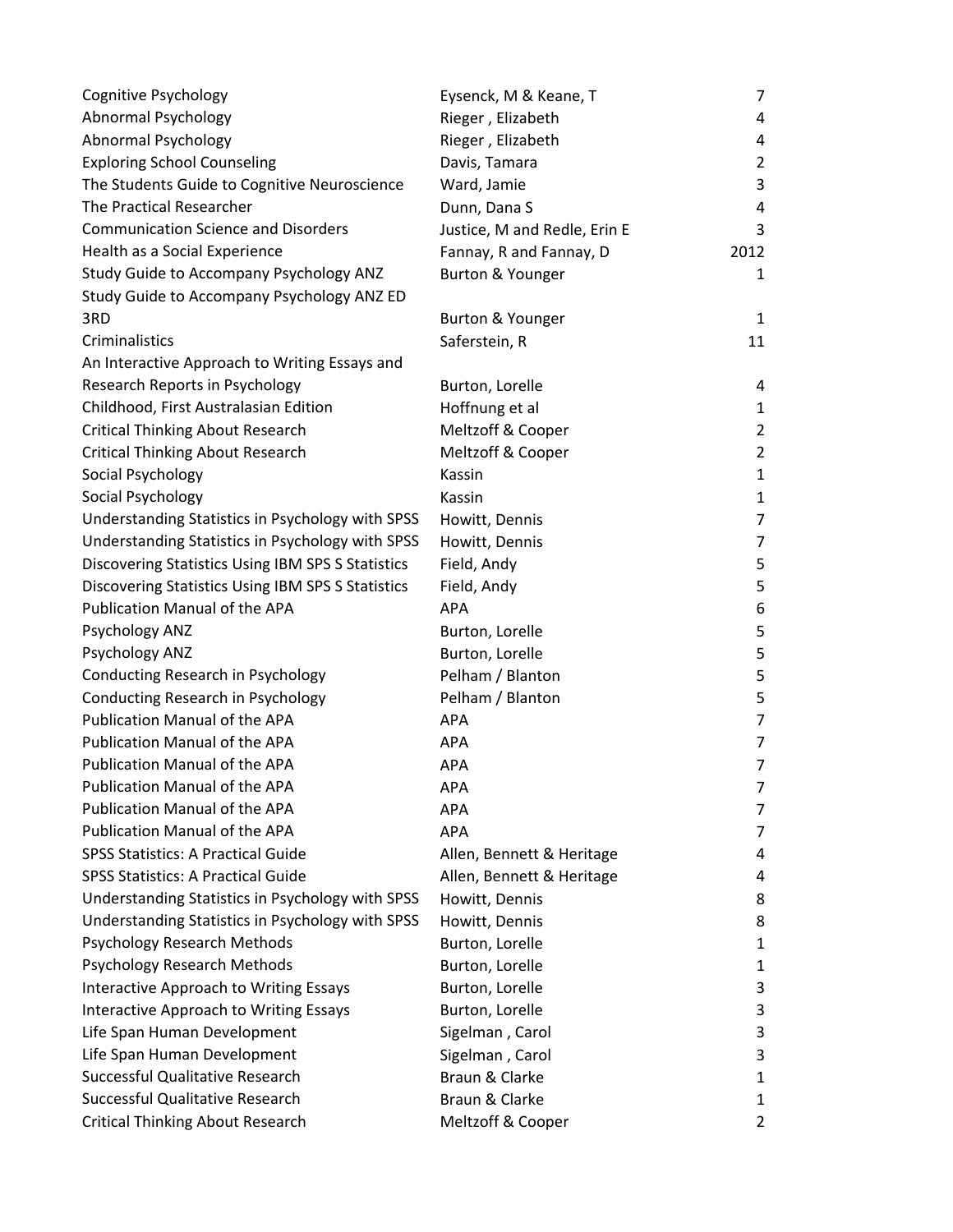| | | |
|---|---|---|
| Cognitive Psychology | Eysenck, M & Keane, T | 7 |
| Abnormal Psychology | Rieger , Elizabeth | 4 |
| Abnormal Psychology | Rieger , Elizabeth | 4 |
| Exploring School Counseling | Davis, Tamara | 2 |
| The Students Guide to Cognitive Neuroscience | Ward, Jamie | 3 |
| The Practical Researcher | Dunn, Dana S | 4 |
| Communication Science and Disorders | Justice, M and Redle, Erin E | 3 |
| Health as a Social Experience | Fannay, R and Fannay, D | 2012 |
| Study Guide to Accompany Psychology ANZ | Burton & Younger | 1 |
| Study Guide to Accompany Psychology ANZ ED 3RD | Burton & Younger | 1 |
| Criminalistics | Saferstein, R | 11 |
| An Interactive Approach to Writing Essays and Research Reports in Psychology | Burton, Lorelle | 4 |
| Childhood, First Australasian Edition | Hoffnung et al | 1 |
| Critical Thinking About Research | Meltzoff & Cooper | 2 |
| Critical Thinking About Research | Meltzoff & Cooper | 2 |
| Social Psychology | Kassin | 1 |
| Social Psychology | Kassin | 1 |
| Understanding Statistics in Psychology with SPSS | Howitt, Dennis | 7 |
| Understanding Statistics in Psychology with SPSS | Howitt, Dennis | 7 |
| Discovering Statistics Using IBM SPS S Statistics | Field, Andy | 5 |
| Discovering Statistics Using IBM SPS S Statistics | Field, Andy | 5 |
| Publication Manual of the APA | APA | 6 |
| Psychology ANZ | Burton, Lorelle | 5 |
| Psychology ANZ | Burton, Lorelle | 5 |
| Conducting Research in Psychology | Pelham / Blanton | 5 |
| Conducting Research in Psychology | Pelham / Blanton | 5 |
| Publication Manual of the APA | APA | 7 |
| Publication Manual of the APA | APA | 7 |
| Publication Manual of the APA | APA | 7 |
| Publication Manual of the APA | APA | 7 |
| Publication Manual of the APA | APA | 7 |
| Publication Manual of the APA | APA | 7 |
| SPSS Statistics: A Practical Guide | Allen, Bennett & Heritage | 4 |
| SPSS Statistics: A Practical Guide | Allen, Bennett & Heritage | 4 |
| Understanding Statistics in Psychology with SPSS | Howitt, Dennis | 8 |
| Understanding Statistics in Psychology with SPSS | Howitt, Dennis | 8 |
| Psychology Research Methods | Burton, Lorelle | 1 |
| Psychology Research Methods | Burton, Lorelle | 1 |
| Interactive Approach to Writing Essays | Burton, Lorelle | 3 |
| Interactive Approach to Writing Essays | Burton, Lorelle | 3 |
| Life Span Human Development | Sigelman , Carol | 3 |
| Life Span Human Development | Sigelman , Carol | 3 |
| Successful Qualitative Research | Braun & Clarke | 1 |
| Successful Qualitative Research | Braun & Clarke | 1 |
| Critical Thinking About Research | Meltzoff & Cooper | 2 |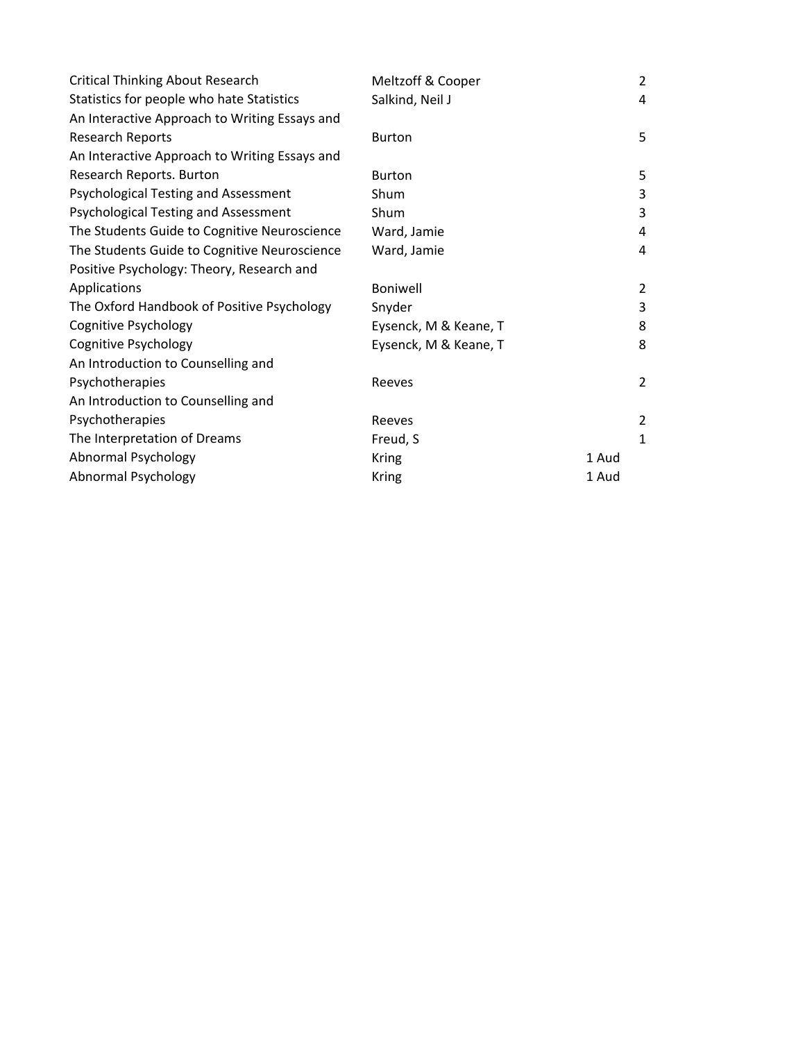| | | | |
|---|---|---|---|
| Critical Thinking About Research | Meltzoff & Cooper | | 2 |
| Statistics for people who hate Statistics | Salkind, Neil J | | 4 |
| An Interactive Approach to Writing Essays and Research Reports | Burton | | 5 |
| An Interactive Approach to Writing Essays and Research Reports. Burton | Burton | | 5 |
| Psychological Testing and Assessment | Shum | | 3 |
| Psychological Testing and Assessment | Shum | | 3 |
| The Students Guide to Cognitive Neuroscience | Ward, Jamie | | 4 |
| The Students Guide to Cognitive Neuroscience | Ward, Jamie | | 4 |
| Positive Psychology: Theory, Research and Applications | Boniwell | | 2 |
| The Oxford Handbook of Positive Psychology | Snyder | | 3 |
| Cognitive Psychology | Eysenck, M & Keane, T | | 8 |
| Cognitive Psychology | Eysenck, M & Keane, T | | 8 |
| An Introduction to Counselling and Psychotherapies | Reeves | | 2 |
| An Introduction to Counselling and Psychotherapies | Reeves | | 2 |
| The Interpretation of Dreams | Freud, S | | 1 |
| Abnormal Psychology | Kring | 1 Aud | |
| Abnormal Psychology | Kring | 1 Aud | |